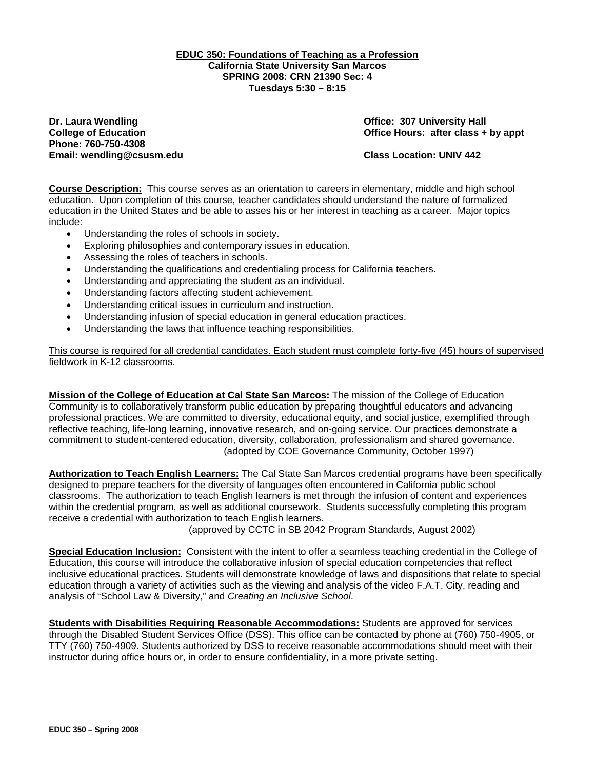# EDUC 350: Foundations of Teaching as a Profession

**California State University San Marcos**
**SPRING 2008: CRN 21390 Sec: 4**
**Tuesdays 5:30 – 8:15**

**Dr. Laura Wendling**
**College of Education**
**Phone: 760-750-4308**
**Email: wendling@csusm.edu**

**Office: 307 University Hall**
**Office Hours: after class + by appt**

**Class Location: UNIV 442**

**Course Description:** This course serves as an orientation to careers in elementary, middle and high school education. Upon completion of this course, teacher candidates should understand the nature of formalized education in the United States and be able to asses his or her interest in teaching as a career. Major topics include:

- Understanding the roles of schools in society.
- Exploring philosophies and contemporary issues in education.
- Assessing the roles of teachers in schools.
- Understanding the qualifications and credentialing process for California teachers.
- Understanding and appreciating the student as an individual.
- Understanding factors affecting student achievement.
- Understanding critical issues in curriculum and instruction.
- Understanding infusion of special education in general education practices.
- Understanding the laws that influence teaching responsibilities.

This course is required for all credential candidates. Each student must complete forty-five (45) hours of supervised fieldwork in K-12 classrooms.

**Mission of the College of Education at Cal State San Marcos:** The mission of the College of Education Community is to collaboratively transform public education by preparing thoughtful educators and advancing professional practices. We are committed to diversity, educational equity, and social justice, exemplified through reflective teaching, life-long learning, innovative research, and on-going service. Our practices demonstrate a commitment to student-centered education, diversity, collaboration, professionalism and shared governance.
(adopted by COE Governance Community, October 1997)

**Authorization to Teach English Learners:** The Cal State San Marcos credential programs have been specifically designed to prepare teachers for the diversity of languages often encountered in California public school classrooms. The authorization to teach English learners is met through the infusion of content and experiences within the credential program, as well as additional coursework. Students successfully completing this program receive a credential with authorization to teach English learners.
(approved by CCTC in SB 2042 Program Standards, August 2002)

**Special Education Inclusion:** Consistent with the intent to offer a seamless teaching credential in the College of Education, this course will introduce the collaborative infusion of special education competencies that reflect inclusive educational practices. Students will demonstrate knowledge of laws and dispositions that relate to special education through a variety of activities such as the viewing and analysis of the video F.A.T. City, reading and analysis of "School Law & Diversity," and *Creating an Inclusive School*.

**Students with Disabilities Requiring Reasonable Accommodations:** Students are approved for services through the Disabled Student Services Office (DSS). This office can be contacted by phone at (760) 750-4905, or TTY (760) 750-4909. Students authorized by DSS to receive reasonable accommodations should meet with their instructor during office hours or, in order to ensure confidentiality, in a more private setting.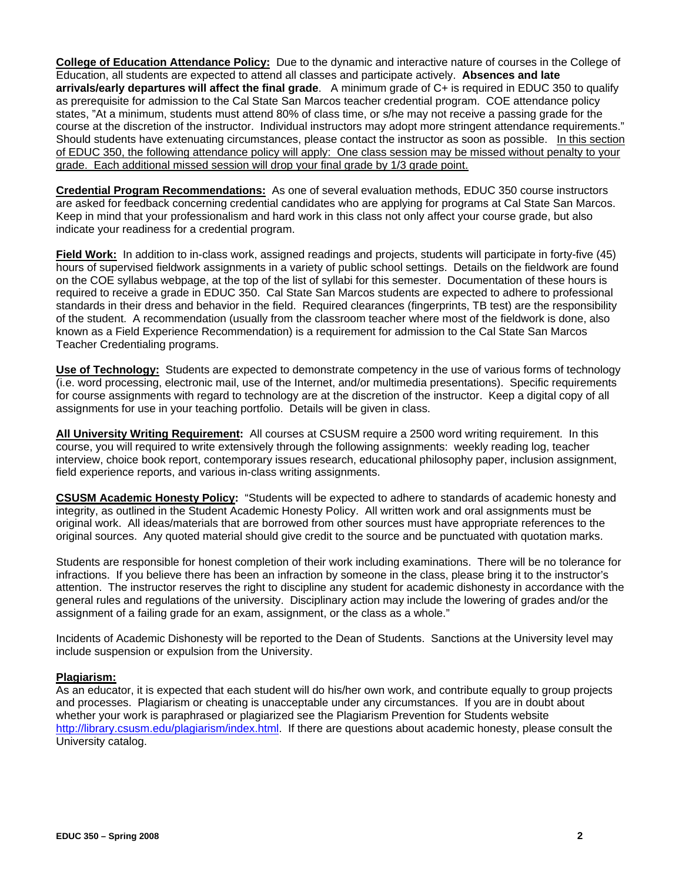**<u>College of Education Attendance Policy:</u>** Due to the dynamic and interactive nature of courses in the College of Education, all students are expected to attend all classes and participate actively. **Absences and late arrivals/early departures will affect the final grade**. A minimum grade of C+ is required in EDUC 350 to qualify as prerequisite for admission to the Cal State San Marcos teacher credential program. COE attendance policy states, "At a minimum, students must attend 80% of class time, or s/he may not receive a passing grade for the course at the discretion of the instructor. Individual instructors may adopt more stringent attendance requirements." Should students have extenuating circumstances, please contact the instructor as soon as possible. <u>In this section of EDUC 350, the following attendance policy will apply: One class session may be missed without penalty to your grade. Each additional missed session will drop your final grade by 1/3 grade point.</u>

**<u>Credential Program Recommendations:</u>** As one of several evaluation methods, EDUC 350 course instructors are asked for feedback concerning credential candidates who are applying for programs at Cal State San Marcos. Keep in mind that your professionalism and hard work in this class not only affect your course grade, but also indicate your readiness for a credential program.

**<u>Field Work:</u>** In addition to in-class work, assigned readings and projects, students will participate in forty-five (45) hours of supervised fieldwork assignments in a variety of public school settings. Details on the fieldwork are found on the COE syllabus webpage, at the top of the list of syllabi for this semester. Documentation of these hours is required to receive a grade in EDUC 350. Cal State San Marcos students are expected to adhere to professional standards in their dress and behavior in the field. Required clearances (fingerprints, TB test) are the responsibility of the student. A recommendation (usually from the classroom teacher where most of the fieldwork is done, also known as a Field Experience Recommendation) is a requirement for admission to the Cal State San Marcos Teacher Credentialing programs.

**<u>Use of Technology:</u>** Students are expected to demonstrate competency in the use of various forms of technology (i.e. word processing, electronic mail, use of the Internet, and/or multimedia presentations). Specific requirements for course assignments with regard to technology are at the discretion of the instructor. Keep a digital copy of all assignments for use in your teaching portfolio. Details will be given in class.

**<u>All University Writing Requirement</u>:** All courses at CSUSM require a 2500 word writing requirement. In this course, you will required to write extensively through the following assignments: weekly reading log, teacher interview, choice book report, contemporary issues research, educational philosophy paper, inclusion assignment, field experience reports, and various in-class writing assignments.

**<u>CSUSM Academic Honesty Policy</u>:** "Students will be expected to adhere to standards of academic honesty and integrity, as outlined in the Student Academic Honesty Policy. All written work and oral assignments must be original work. All ideas/materials that are borrowed from other sources must have appropriate references to the original sources. Any quoted material should give credit to the source and be punctuated with quotation marks.

Students are responsible for honest completion of their work including examinations. There will be no tolerance for infractions. If you believe there has been an infraction by someone in the class, please bring it to the instructor's attention. The instructor reserves the right to discipline any student for academic dishonesty in accordance with the general rules and regulations of the university. Disciplinary action may include the lowering of grades and/or the assignment of a failing grade for an exam, assignment, or the class as a whole."

Incidents of Academic Dishonesty will be reported to the Dean of Students. Sanctions at the University level may include suspension or expulsion from the University.

**<u>Plagiarism:</u>**
As an educator, it is expected that each student will do his/her own work, and contribute equally to group projects and processes. Plagiarism or cheating is unacceptable under any circumstances. If you are in doubt about whether your work is paraphrased or plagiarized see the Plagiarism Prevention for Students website http://library.csusm.edu/plagiarism/index.html. If there are questions about academic honesty, please consult the University catalog.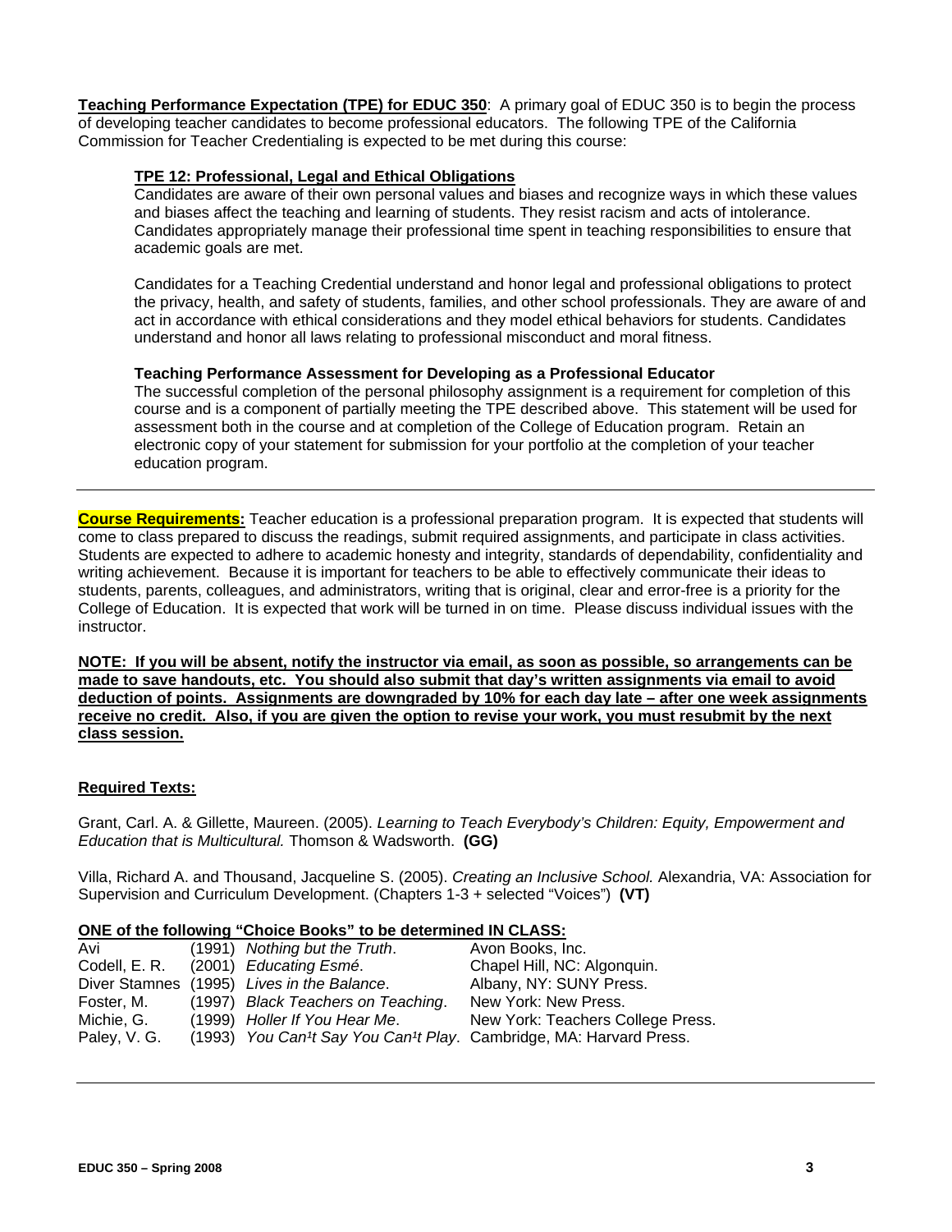**Teaching Performance Expectation (TPE) for EDUC 350**: A primary goal of EDUC 350 is to begin the process of developing teacher candidates to become professional educators. The following TPE of the California Commission for Teacher Credentialing is expected to be met during this course:

**TPE 12: Professional, Legal and Ethical Obligations**

Candidates are aware of their own personal values and biases and recognize ways in which these values and biases affect the teaching and learning of students. They resist racism and acts of intolerance. Candidates appropriately manage their professional time spent in teaching responsibilities to ensure that academic goals are met.

Candidates for a Teaching Credential understand and honor legal and professional obligations to protect the privacy, health, and safety of students, families, and other school professionals. They are aware of and act in accordance with ethical considerations and they model ethical behaviors for students. Candidates understand and honor all laws relating to professional misconduct and moral fitness.

**Teaching Performance Assessment for Developing as a Professional Educator**

The successful completion of the personal philosophy assignment is a requirement for completion of this course and is a component of partially meeting the TPE described above. This statement will be used for assessment both in the course and at completion of the College of Education program. Retain an electronic copy of your statement for submission for your portfolio at the completion of your teacher education program.

---

**Course Requirements:** Teacher education is a professional preparation program. It is expected that students will come to class prepared to discuss the readings, submit required assignments, and participate in class activities. Students are expected to adhere to academic honesty and integrity, standards of dependability, confidentiality and writing achievement. Because it is important for teachers to be able to effectively communicate their ideas to students, parents, colleagues, and administrators, writing that is original, clear and error-free is a priority for the College of Education. It is expected that work will be turned in on time. Please discuss individual issues with the instructor.

**NOTE: If you will be absent, notify the instructor via email, as soon as possible, so arrangements can be made to save handouts, etc. You should also submit that day's written assignments via email to avoid deduction of points. Assignments are downgraded by 10% for each day late – after one week assignments receive no credit. Also, if you are given the option to revise your work, you must resubmit by the next class session.**

**Required Texts:**

Grant, Carl. A. & Gillette, Maureen. (2005). *Learning to Teach Everybody's Children: Equity, Empowerment and Education that is Multicultural.* Thomson & Wadsworth. **(GG)**

Villa, Richard A. and Thousand, Jacqueline S. (2005). *Creating an Inclusive School.* Alexandria, VA: Association for Supervision and Curriculum Development. (Chapters 1-3 + selected "Voices") **(VT)**

**ONE of the following "Choice Books" to be determined IN CLASS:**

| | | |
|---|---|---|
| Avi | (1991) *Nothing but the Truth*. | Avon Books, Inc. |
| Codell, E. R. | (2001) *Educating Esmé*. | Chapel Hill, NC: Algonquin. |
| Diver Stamnes | (1995) *Lives in the Balance*. | Albany, NY: SUNY Press. |
| Foster, M. | (1997) *Black Teachers on Teaching*. | New York: New Press. |
| Michie, G. | (1999) *Holler If You Hear Me*. | New York: Teachers College Press. |
| Paley, V. G. | (1993) *You Can¹t Say You Can¹t Play*. | Cambridge, MA: Harvard Press. |

---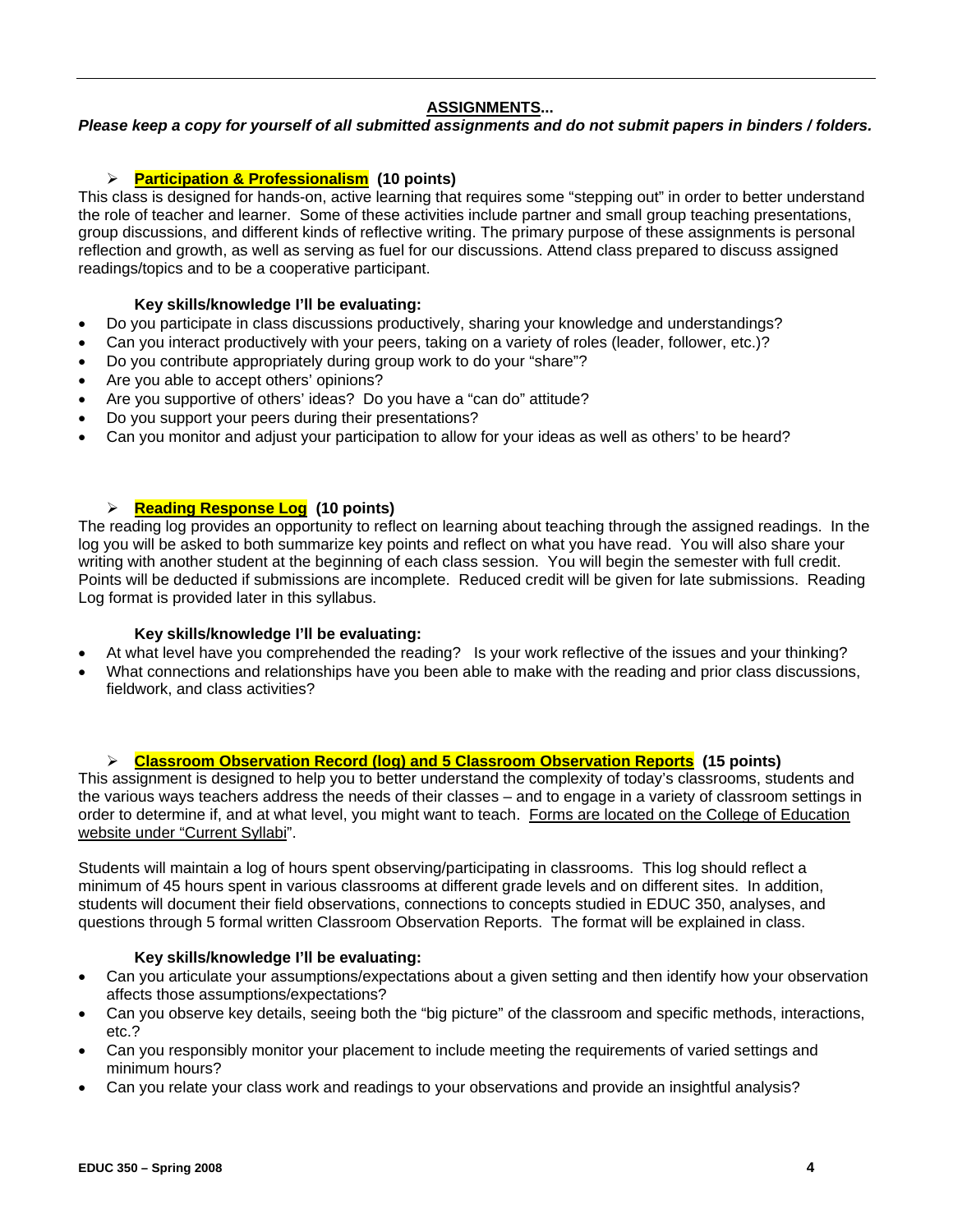## ASSIGNMENTS...

***Please keep a copy for yourself of all submitted assignments and do not submit papers in binders / folders.***

### ➢ Participation & Professionalism (10 points)

This class is designed for hands-on, active learning that requires some "stepping out" in order to better understand the role of teacher and learner. Some of these activities include partner and small group teaching presentations, group discussions, and different kinds of reflective writing. The primary purpose of these assignments is personal reflection and growth, as well as serving as fuel for our discussions. Attend class prepared to discuss assigned readings/topics and to be a cooperative participant.

**Key skills/knowledge I'll be evaluating:**

- Do you participate in class discussions productively, sharing your knowledge and understandings?
- Can you interact productively with your peers, taking on a variety of roles (leader, follower, etc.)?
- Do you contribute appropriately during group work to do your "share"?
- Are you able to accept others' opinions?
- Are you supportive of others' ideas? Do you have a "can do" attitude?
- Do you support your peers during their presentations?
- Can you monitor and adjust your participation to allow for your ideas as well as others' to be heard?

### ➢ Reading Response Log (10 points)

The reading log provides an opportunity to reflect on learning about teaching through the assigned readings. In the log you will be asked to both summarize key points and reflect on what you have read. You will also share your writing with another student at the beginning of each class session. You will begin the semester with full credit. Points will be deducted if submissions are incomplete. Reduced credit will be given for late submissions. Reading Log format is provided later in this syllabus.

**Key skills/knowledge I'll be evaluating:**

- At what level have you comprehended the reading? Is your work reflective of the issues and your thinking?
- What connections and relationships have you been able to make with the reading and prior class discussions, fieldwork, and class activities?

### ➢ Classroom Observation Record (log) and 5 Classroom Observation Reports (15 points)

This assignment is designed to help you to better understand the complexity of today's classrooms, students and the various ways teachers address the needs of their classes – and to engage in a variety of classroom settings in order to determine if, and at what level, you might want to teach. Forms are located on the College of Education website under "Current Syllabi".

Students will maintain a log of hours spent observing/participating in classrooms. This log should reflect a minimum of 45 hours spent in various classrooms at different grade levels and on different sites. In addition, students will document their field observations, connections to concepts studied in EDUC 350, analyses, and questions through 5 formal written Classroom Observation Reports. The format will be explained in class.

**Key skills/knowledge I'll be evaluating:**

- Can you articulate your assumptions/expectations about a given setting and then identify how your observation affects those assumptions/expectations?
- Can you observe key details, seeing both the "big picture" of the classroom and specific methods, interactions, etc.?
- Can you responsibly monitor your placement to include meeting the requirements of varied settings and minimum hours?
- Can you relate your class work and readings to your observations and provide an insightful analysis?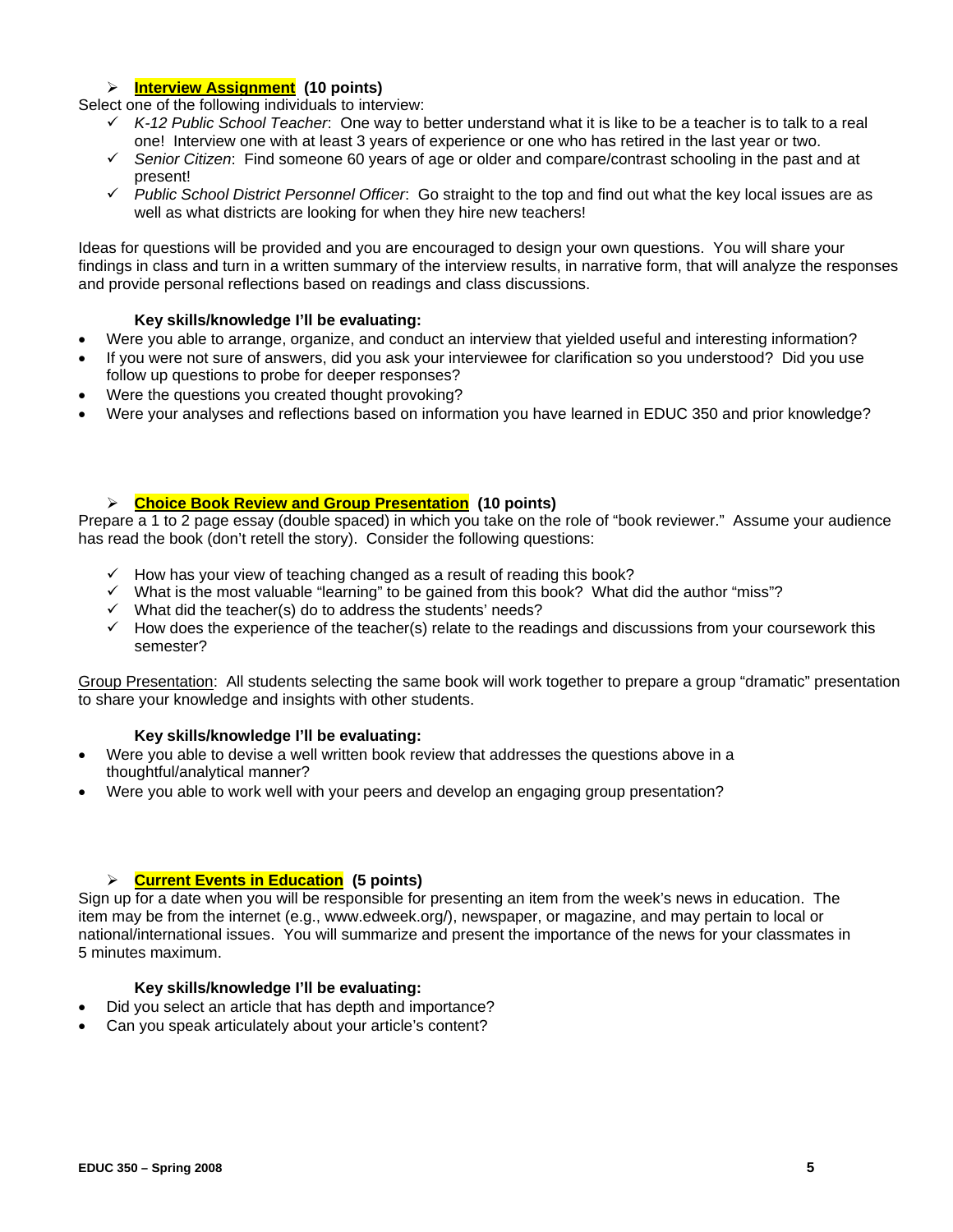- **Interview Assignment** **(10 points)**

Select one of the following individuals to interview:

- *K-12 Public School Teacher*: One way to better understand what it is like to be a teacher is to talk to a real one! Interview one with at least 3 years of experience or one who has retired in the last year or two.
- *Senior Citizen*: Find someone 60 years of age or older and compare/contrast schooling in the past and at present!
- *Public School District Personnel Officer*: Go straight to the top and find out what the key local issues are as well as what districts are looking for when they hire new teachers!

Ideas for questions will be provided and you are encouraged to design your own questions. You will share your findings in class and turn in a written summary of the interview results, in narrative form, that will analyze the responses and provide personal reflections based on readings and class discussions.

**Key skills/knowledge I'll be evaluating:**

- Were you able to arrange, organize, and conduct an interview that yielded useful and interesting information?
- If you were not sure of answers, did you ask your interviewee for clarification so you understood? Did you use follow up questions to probe for deeper responses?
- Were the questions you created thought provoking?
- Were your analyses and reflections based on information you have learned in EDUC 350 and prior knowledge?

- **Choice Book Review and Group Presentation** **(10 points)**

Prepare a 1 to 2 page essay (double spaced) in which you take on the role of "book reviewer." Assume your audience has read the book (don't retell the story). Consider the following questions:

- How has your view of teaching changed as a result of reading this book?
- What is the most valuable "learning" to be gained from this book? What did the author "miss"?
- What did the teacher(s) do to address the students' needs?
- How does the experience of the teacher(s) relate to the readings and discussions from your coursework this semester?

Group Presentation: All students selecting the same book will work together to prepare a group "dramatic" presentation to share your knowledge and insights with other students.

**Key skills/knowledge I'll be evaluating:**

- Were you able to devise a well written book review that addresses the questions above in a thoughtful/analytical manner?
- Were you able to work well with your peers and develop an engaging group presentation?

- **Current Events in Education** **(5 points)**

Sign up for a date when you will be responsible for presenting an item from the week's news in education. The item may be from the internet (e.g., www.edweek.org/), newspaper, or magazine, and may pertain to local or national/international issues. You will summarize and present the importance of the news for your classmates in 5 minutes maximum.

**Key skills/knowledge I'll be evaluating:**

- Did you select an article that has depth and importance?
- Can you speak articulately about your article's content?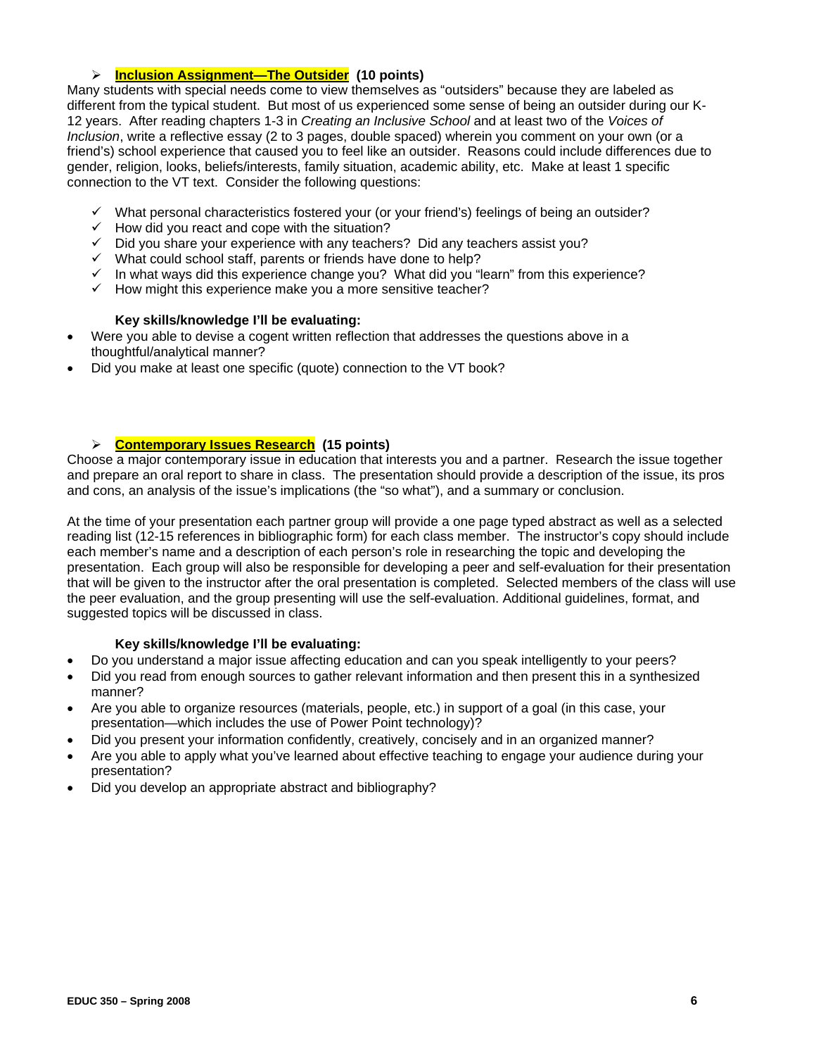- **Inclusion Assignment—The Outsider (10 points)**

Many students with special needs come to view themselves as "outsiders" because they are labeled as different from the typical student. But most of us experienced some sense of being an outsider during our K-12 years. After reading chapters 1-3 in *Creating an Inclusive School* and at least two of the *Voices of Inclusion*, write a reflective essay (2 to 3 pages, double spaced) wherein you comment on your own (or a friend's) school experience that caused you to feel like an outsider. Reasons could include differences due to gender, religion, looks, beliefs/interests, family situation, academic ability, etc. Make at least 1 specific connection to the VT text. Consider the following questions:

- ✓ What personal characteristics fostered your (or your friend's) feelings of being an outsider?
- ✓ How did you react and cope with the situation?
- ✓ Did you share your experience with any teachers? Did any teachers assist you?
- ✓ What could school staff, parents or friends have done to help?
- ✓ In what ways did this experience change you? What did you "learn" from this experience?
- ✓ How might this experience make you a more sensitive teacher?

**Key skills/knowledge I'll be evaluating:**

- Were you able to devise a cogent written reflection that addresses the questions above in a thoughtful/analytical manner?
- Did you make at least one specific (quote) connection to the VT book?

- **Contemporary Issues Research (15 points)**

Choose a major contemporary issue in education that interests you and a partner. Research the issue together and prepare an oral report to share in class. The presentation should provide a description of the issue, its pros and cons, an analysis of the issue's implications (the "so what"), and a summary or conclusion.

At the time of your presentation each partner group will provide a one page typed abstract as well as a selected reading list (12-15 references in bibliographic form) for each class member. The instructor's copy should include each member's name and a description of each person's role in researching the topic and developing the presentation. Each group will also be responsible for developing a peer and self-evaluation for their presentation that will be given to the instructor after the oral presentation is completed. Selected members of the class will use the peer evaluation, and the group presenting will use the self-evaluation. Additional guidelines, format, and suggested topics will be discussed in class.

**Key skills/knowledge I'll be evaluating:**

- Do you understand a major issue affecting education and can you speak intelligently to your peers?
- Did you read from enough sources to gather relevant information and then present this in a synthesized manner?
- Are you able to organize resources (materials, people, etc.) in support of a goal (in this case, your presentation—which includes the use of Power Point technology)?
- Did you present your information confidently, creatively, concisely and in an organized manner?
- Are you able to apply what you've learned about effective teaching to engage your audience during your presentation?
- Did you develop an appropriate abstract and bibliography?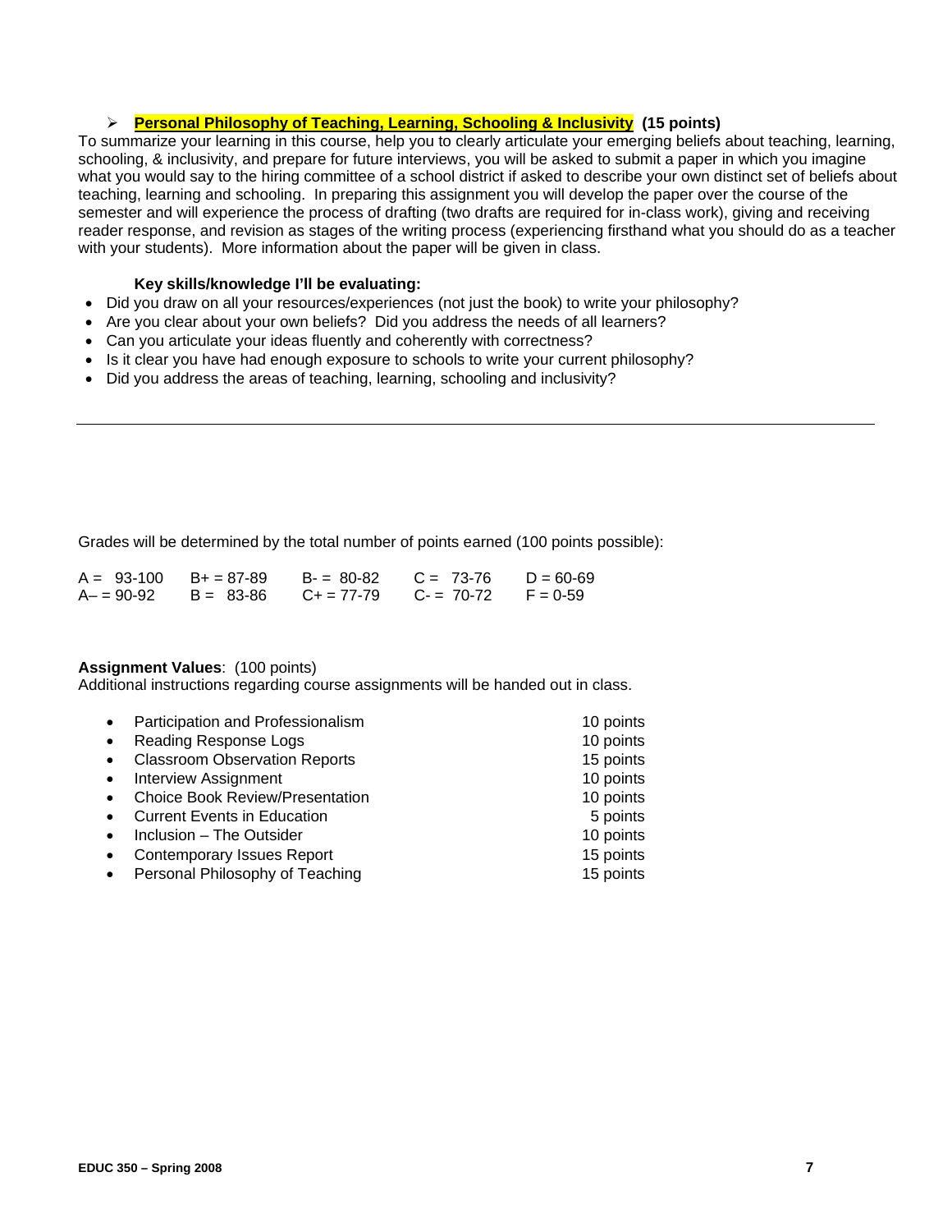- **Personal Philosophy of Teaching, Learning, Schooling & Inclusivity** **(15 points)**

To summarize your learning in this course, help you to clearly articulate your emerging beliefs about teaching, learning, schooling, & inclusivity, and prepare for future interviews, you will be asked to submit a paper in which you imagine what you would say to the hiring committee of a school district if asked to describe your own distinct set of beliefs about teaching, learning and schooling. In preparing this assignment you will develop the paper over the course of the semester and will experience the process of drafting (two drafts are required for in-class work), giving and receiving reader response, and revision as stages of the writing process (experiencing firsthand what you should do as a teacher with your students). More information about the paper will be given in class.

**Key skills/knowledge I'll be evaluating:**

- Did you draw on all your resources/experiences (not just the book) to write your philosophy?
- Are you clear about your own beliefs? Did you address the needs of all learners?
- Can you articulate your ideas fluently and coherently with correctness?
- Is it clear you have had enough exposure to schools to write your current philosophy?
- Did you address the areas of teaching, learning, schooling and inclusivity?

---

Grades will be determined by the total number of points earned (100 points possible):

| | | | | |
|---|---|---|---|---|
| A = 93-100 | B+ = 87-89 | B- = 80-82 | C = 73-76 | D = 60-69 |
| A– = 90-92 | B = 83-86 | C+ = 77-79 | C- = 70-72 | F = 0-59 |

**Assignment Values**: (100 points)
Additional instructions regarding course assignments will be handed out in class.

| Assignment | Points |
|---|---|
| Participation and Professionalism | 10 points |
| Reading Response Logs | 10 points |
| Classroom Observation Reports | 15 points |
| Interview Assignment | 10 points |
| Choice Book Review/Presentation | 10 points |
| Current Events in Education | 5 points |
| Inclusion – The Outsider | 10 points |
| Contemporary Issues Report | 15 points |
| Personal Philosophy of Teaching | 15 points |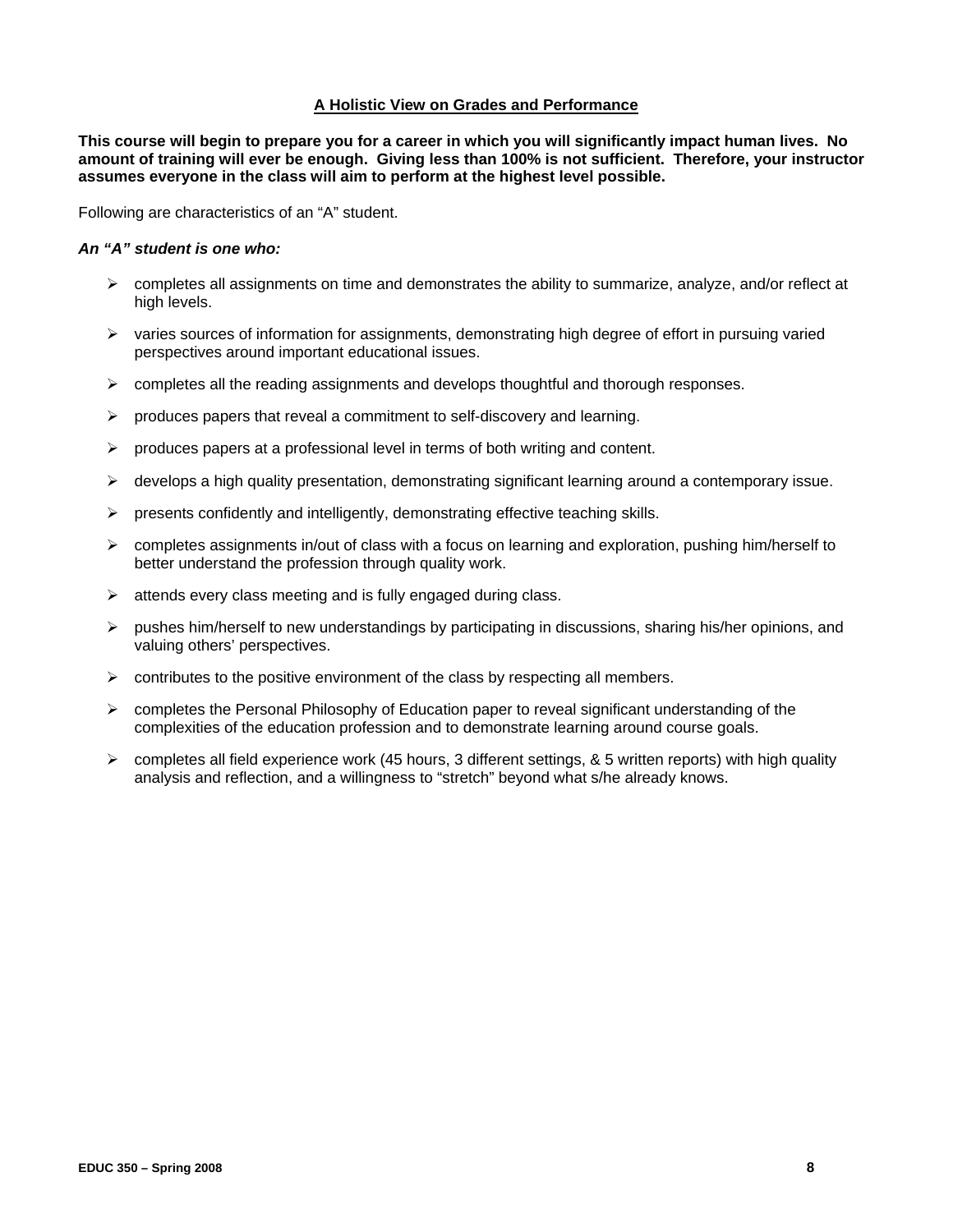## A Holistic View on Grades and Performance

**This course will begin to prepare you for a career in which you will significantly impact human lives. No amount of training will ever be enough. Giving less than 100% is not sufficient. Therefore, your instructor assumes everyone in the class will aim to perform at the highest level possible.**

Following are characteristics of an "A" student.

***An "A" student is one who:***

- completes all assignments on time and demonstrates the ability to summarize, analyze, and/or reflect at high levels.
- varies sources of information for assignments, demonstrating high degree of effort in pursuing varied perspectives around important educational issues.
- completes all the reading assignments and develops thoughtful and thorough responses.
- produces papers that reveal a commitment to self-discovery and learning.
- produces papers at a professional level in terms of both writing and content.
- develops a high quality presentation, demonstrating significant learning around a contemporary issue.
- presents confidently and intelligently, demonstrating effective teaching skills.
- completes assignments in/out of class with a focus on learning and exploration, pushing him/herself to better understand the profession through quality work.
- attends every class meeting and is fully engaged during class.
- pushes him/herself to new understandings by participating in discussions, sharing his/her opinions, and valuing others' perspectives.
- contributes to the positive environment of the class by respecting all members.
- completes the Personal Philosophy of Education paper to reveal significant understanding of the complexities of the education profession and to demonstrate learning around course goals.
- completes all field experience work (45 hours, 3 different settings, & 5 written reports) with high quality analysis and reflection, and a willingness to "stretch" beyond what s/he already knows.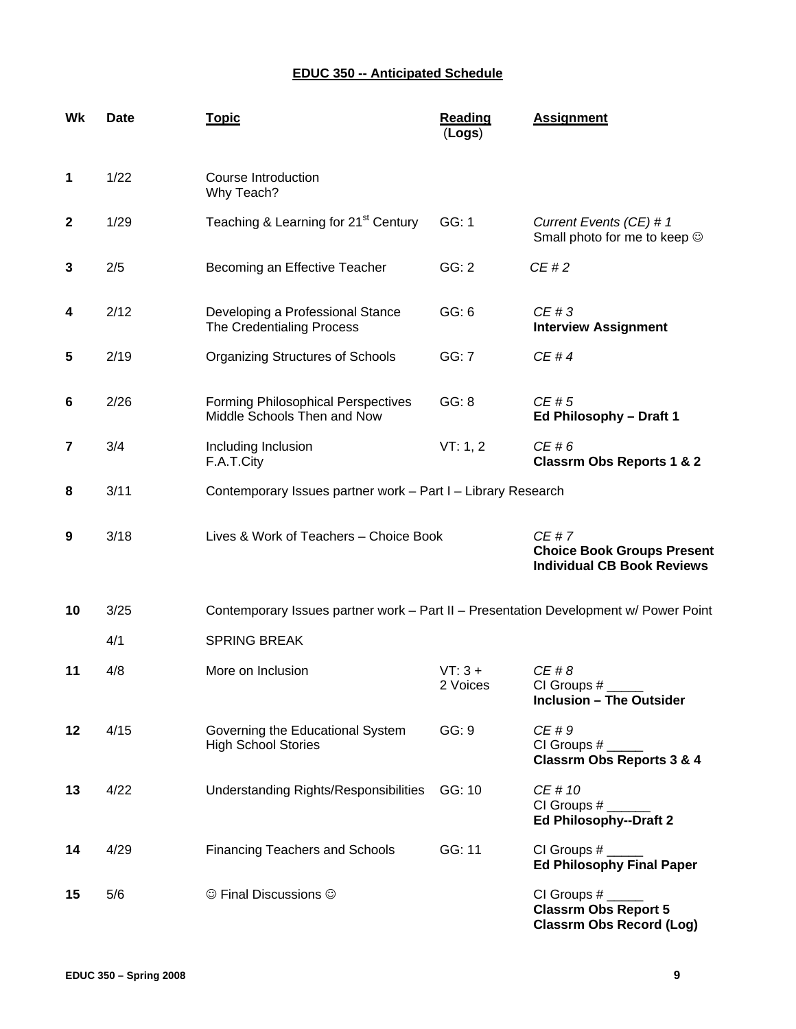## EDUC 350 -- Anticipated Schedule

| Wk | Date | Topic | Reading (Logs) | Assignment |
|---|---|---|---|---|
| 1 | 1/22 | Course Introduction<br>Why Teach? | | |
| 2 | 1/29 | Teaching & Learning for 21st Century | GG: 1 | *Current Events (CE) # 1*<br>Small photo for me to keep ☺ |
| 3 | 2/5 | Becoming an Effective Teacher | GG: 2 | *CE # 2* |
| 4 | 2/12 | Developing a Professional Stance<br>The Credentialing Process | GG: 6 | *CE # 3*<br>**Interview Assignment** |
| 5 | 2/19 | Organizing Structures of Schools | GG: 7 | *CE # 4* |
| 6 | 2/26 | Forming Philosophical Perspectives<br>Middle Schools Then and Now | GG: 8 | *CE # 5*<br>**Ed Philosophy – Draft 1** |
| 7 | 3/4 | Including Inclusion<br>F.A.T.City | VT: 1, 2 | *CE # 6*<br>**Classrm Obs Reports 1 & 2** |
| 8 | 3/11 | Contemporary Issues partner work – Part I – Library Research | | |
| 9 | 3/18 | Lives & Work of Teachers – Choice Book | | *CE # 7*<br>**Choice Book Groups Present**<br>**Individual CB Book Reviews** |
| 10 | 3/25 | Contemporary Issues partner work – Part II – Presentation Development w/ Power Point | | |
| | 4/1 | SPRING BREAK | | |
| 11 | 4/8 | More on Inclusion | VT: 3 +<br>2 Voices | *CE # 8*<br>CI Groups # _____<br>**Inclusion – The Outsider** |
| 12 | 4/15 | Governing the Educational System<br>High School Stories | GG: 9 | *CE # 9*<br>CI Groups # _____<br>**Classrm Obs Reports 3 & 4** |
| 13 | 4/22 | Understanding Rights/Responsibilities | GG: 10 | *CE # 10*<br>CI Groups # ______<br>**Ed Philosophy--Draft 2** |
| 14 | 4/29 | Financing Teachers and Schools | GG: 11 | CI Groups # _____<br>**Ed Philosophy Final Paper** |
| 15 | 5/6 | ☺ Final Discussions ☺ | | CI Groups # _____<br>**Classrm Obs Report 5**<br>**Classrm Obs Record (Log)** |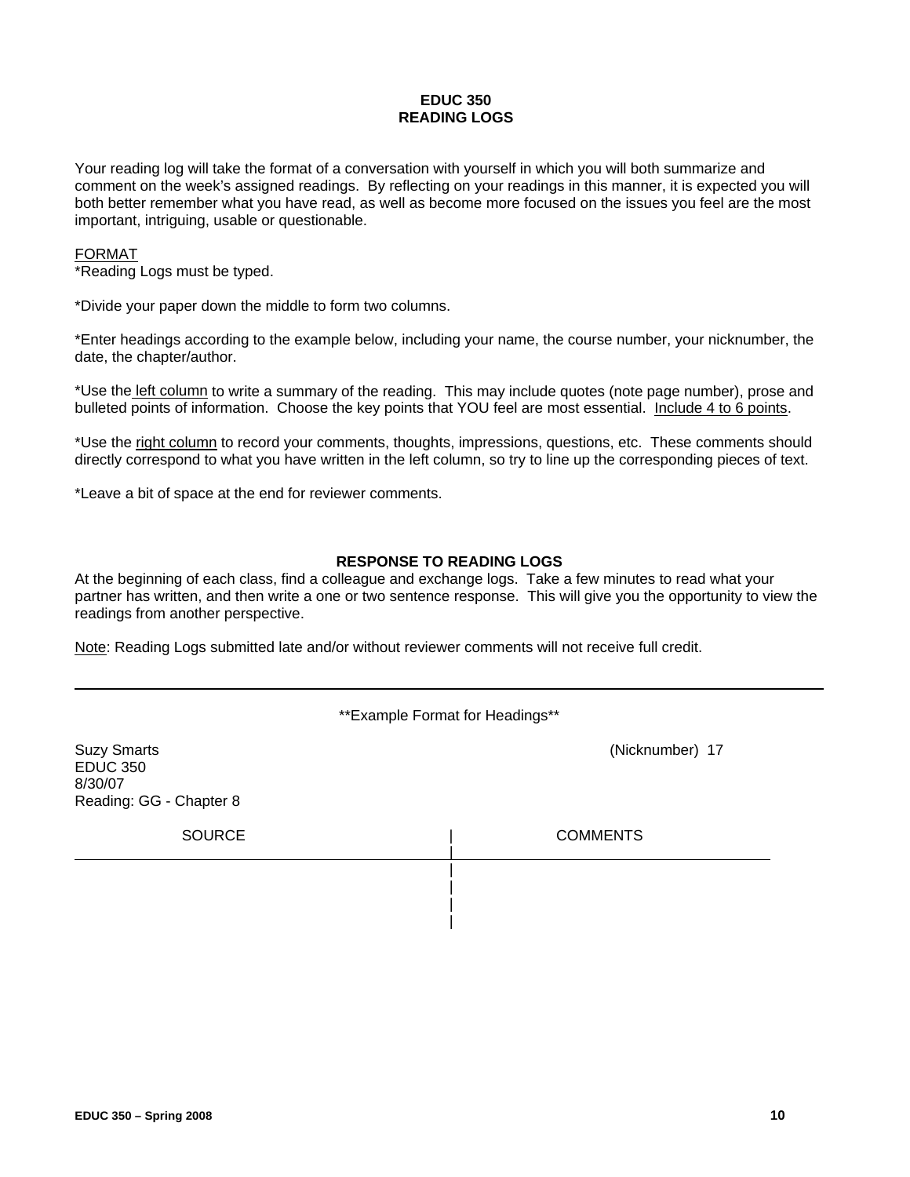# EDUC 350
# READING LOGS

Your reading log will take the format of a conversation with yourself in which you will both summarize and comment on the week's assigned readings. By reflecting on your readings in this manner, it is expected you will both better remember what you have read, as well as become more focused on the issues you feel are the most important, intriguing, usable or questionable.

<u>FORMAT</u>

*Reading Logs must be typed.

*Divide your paper down the middle to form two columns.

*Enter headings according to the example below, including your name, the course number, your nicknumber, the date, the chapter/author.

*Use the <u>left column</u> to write a summary of the reading. This may include quotes (note page number), prose and bulleted points of information. Choose the key points that YOU feel are most essential. <u>Include 4 to 6 points</u>.

*Use the <u>right column</u> to record your comments, thoughts, impressions, questions, etc. These comments should directly correspond to what you have written in the left column, so try to line up the corresponding pieces of text.

*Leave a bit of space at the end for reviewer comments.

## RESPONSE TO READING LOGS

At the beginning of each class, find a colleague and exchange logs. Take a few minutes to read what your partner has written, and then write a one or two sentence response. This will give you the opportunity to view the readings from another perspective.

<u>Note</u>: Reading Logs submitted late and/or without reviewer comments will not receive full credit.

---

**Example Format for Headings**

Suzy Smarts (Nicknumber) 17
EDUC 350
8/30/07
Reading: GG - Chapter 8

| SOURCE | COMMENTS |
|---|---|
| | |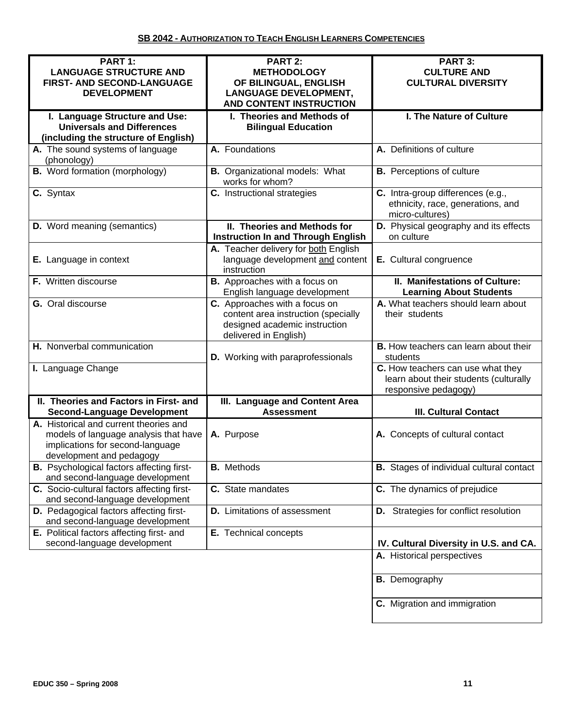# SB 2042 - AUTHORIZATION TO TEACH ENGLISH LEARNERS COMPETENCIES

| PART 1: LANGUAGE STRUCTURE AND FIRST- AND SECOND-LANGUAGE DEVELOPMENT | PART 2: METHODOLOGY OF BILINGUAL, ENGLISH LANGUAGE DEVELOPMENT, AND CONTENT INSTRUCTION | PART 3: CULTURE AND CULTURAL DIVERSITY |
|---|---|---|
| **I. Language Structure and Use: Universals and Differences (including the structure of English)** | **I. Theories and Methods of Bilingual Education** | **I. The Nature of Culture** |
| **A.** The sound systems of language (phonology) | **A.** Foundations | **A.** Definitions of culture |
| **B.** Word formation (morphology) | **B.** Organizational models: What works for whom? | **B.** Perceptions of culture |
| **C.** Syntax | **C.** Instructional strategies | **C.** Intra-group differences (e.g., ethnicity, race, generations, and micro-cultures) |
| **D.** Word meaning (semantics) | **II. Theories and Methods for Instruction In and Through English** | **D.** Physical geography and its effects on culture |
| **E.** Language in context | **A.** Teacher delivery for both English language development and content instruction | **E.** Cultural congruence |
| **F.** Written discourse | **B.** Approaches with a focus on English language development | **II. Manifestations of Culture: Learning About Students** |
| **G.** Oral discourse | **C.** Approaches with a focus on content area instruction (specially designed academic instruction delivered in English) | **A.** What teachers should learn about their students |
| **H.** Nonverbal communication | **D.** Working with paraprofessionals | **B.** How teachers can learn about their students |
| **I.** Language Change | | **C.** How teachers can use what they learn about their students (culturally responsive pedagogy) |
| **II. Theories and Factors in First- and Second-Language Development** | **III. Language and Content Area Assessment** | **III. Cultural Contact** |
| **A.** Historical and current theories and models of language analysis that have implications for second-language development and pedagogy | **A.** Purpose | **A.** Concepts of cultural contact |
| **B.** Psychological factors affecting first- and second-language development | **B.** Methods | **B.** Stages of individual cultural contact |
| **C.** Socio-cultural factors affecting first- and second-language development | **C.** State mandates | **C.** The dynamics of prejudice |
| **D.** Pedagogical factors affecting first- and second-language development | **D.** Limitations of assessment | **D.** Strategies for conflict resolution |
| **E.** Political factors affecting first- and second-language development | **E.** Technical concepts | **IV. Cultural Diversity in U.S. and CA.** |
| | | **A.** Historical perspectives |
| | | **B.** Demography |
| | | **C.** Migration and immigration |